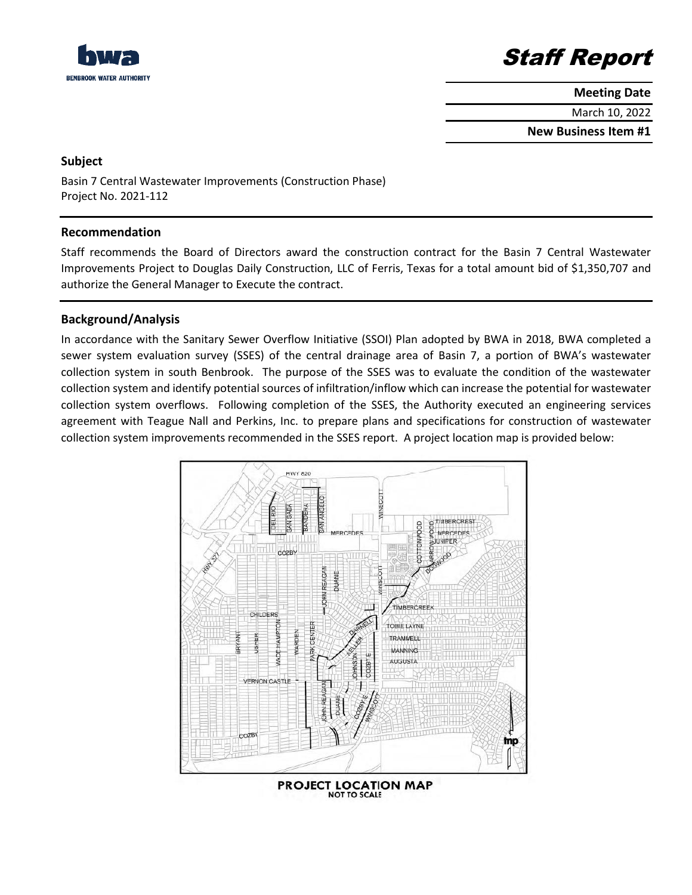**BENBROOK WATER AUTHORITY**

# Staff Report

**Meeting Date**

March 10, 2022

**New Business Item #1**

## Subject

Basin 7 Central Wastewater Improvements (Construction Phase)
Project No. 2021-112

## Recommendation

Staff recommends the Board of Directors award the construction contract for the Basin 7 Central Wastewater Improvements Project to Douglas Daily Construction, LLC of Ferris, Texas for a total amount bid of $1,350,707 and authorize the General Manager to Execute the contract.

## Background/Analysis

In accordance with the Sanitary Sewer Overflow Initiative (SSOI) Plan adopted by BWA in 2018, BWA completed a sewer system evaluation survey (SSES) of the central drainage area of Basin 7, a portion of BWA's wastewater collection system in south Benbrook. The purpose of the SSES was to evaluate the condition of the wastewater collection system and identify potential sources of infiltration/inflow which can increase the potential for wastewater collection system overflows. Following completion of the SSES, the Authority executed an engineering services agreement with Teague Nall and Perkins, Inc. to prepare plans and specifications for construction of wastewater collection system improvements recommended in the SSES report. A project location map is provided below:

PROJECT LOCATION MAP
NOT TO SCALE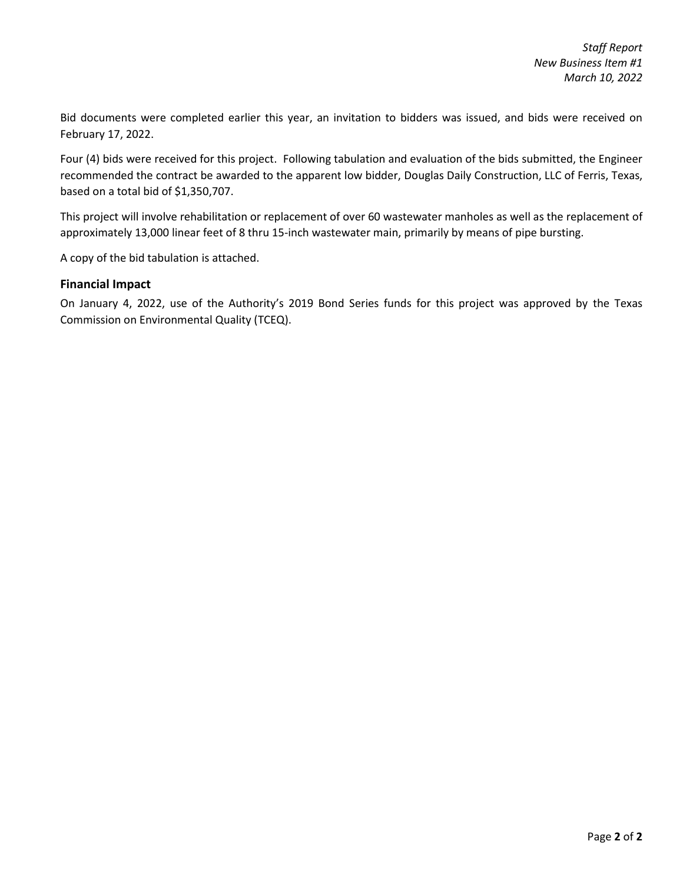Bid documents were completed earlier this year, an invitation to bidders was issued, and bids were received on February 17, 2022.

Four (4) bids were received for this project. Following tabulation and evaluation of the bids submitted, the Engineer recommended the contract be awarded to the apparent low bidder, Douglas Daily Construction, LLC of Ferris, Texas, based on a total bid of $1,350,707.

This project will involve rehabilitation or replacement of over 60 wastewater manholes as well as the replacement of approximately 13,000 linear feet of 8 thru 15-inch wastewater main, primarily by means of pipe bursting.

A copy of the bid tabulation is attached.

## Financial Impact

On January 4, 2022, use of the Authority's 2019 Bond Series funds for this project was approved by the Texas Commission on Environmental Quality (TCEQ).